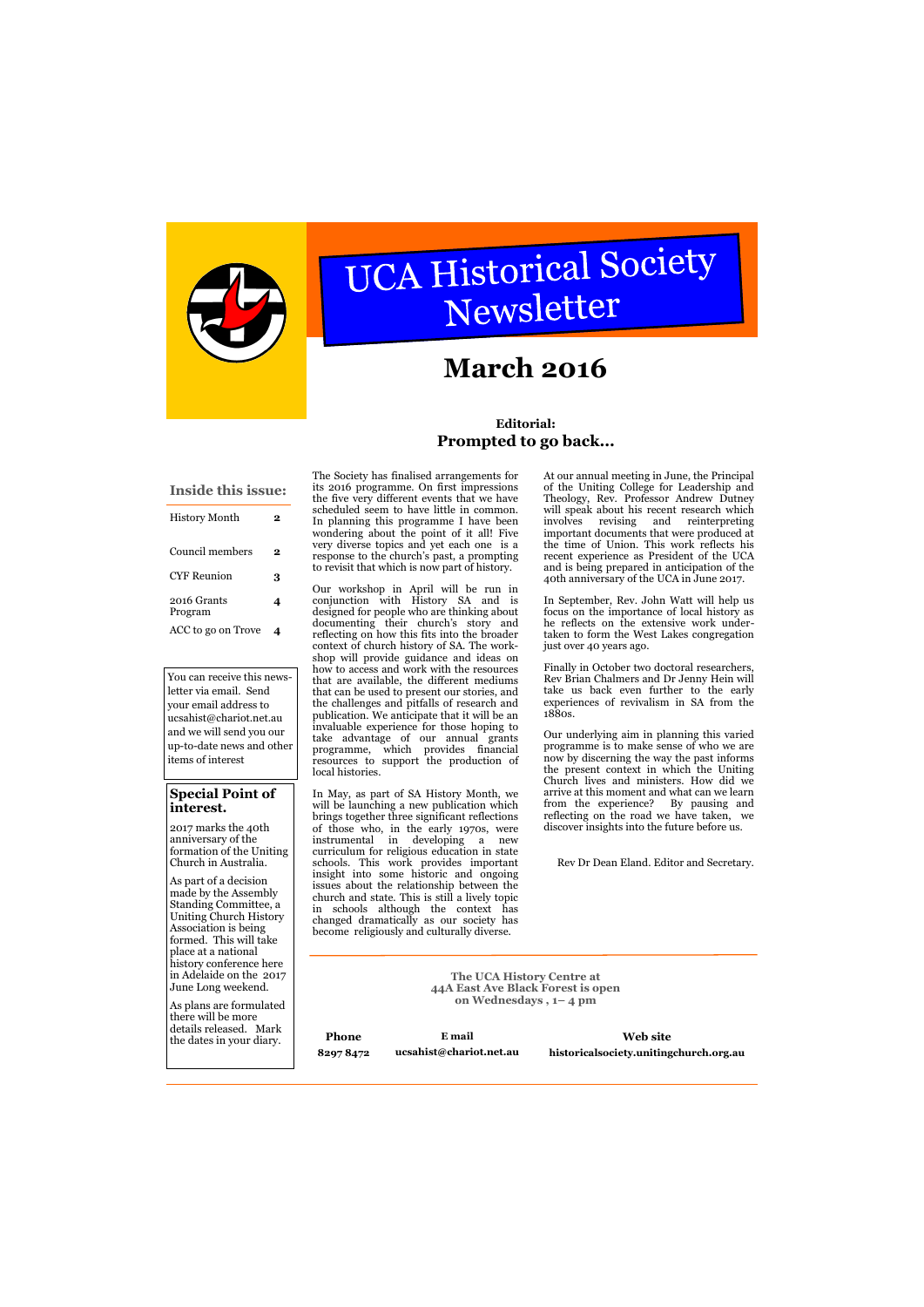# UCA Historical Society Newsletter

## March 2016

### Inside this issue:

| | |
|---|---|
| History Month | 2 |
| Council members | 2 |
| CYF Reunion | 3 |
| 2016 Grants Program | 4 |
| ACC to go on Trove | 4 |

You can receive this newsletter via email. Send your email address to ucsahist@chariot.net.au and we will send you our up-to-date news and other items of interest

### Special Point of interest.

2017 marks the 40th anniversary of the formation of the Uniting Church in Australia.

As part of a decision made by the Assembly Standing Committee, a Uniting Church History Association is being formed. This will take place at a national history conference here in Adelaide on the 2017 June Long weekend.

As plans are formulated there will be more details released. Mark the dates in your diary.

## Editorial:
## Prompted to go back...

The Society has finalised arrangements for its 2016 programme. On first impressions the five very different events that we have scheduled seem to have little in common. In planning this programme I have been wondering about the point of it all! Five very diverse topics and yet each one is a response to the church's past, a prompting to revisit that which is now part of history.

Our workshop in April will be run in conjunction with History SA and is designed for people who are thinking about documenting their church's story and reflecting on how this fits into the broader context of church history of SA. The workshop will provide guidance and ideas on how to access and work with the resources that are available, the different mediums that can be used to present our stories, and the challenges and pitfalls of research and publication. We anticipate that it will be an invaluable experience for those hoping to take advantage of our annual grants programme, which provides financial resources to support the production of local histories.

In May, as part of SA History Month, we will be launching a new publication which brings together three significant reflections of those who, in the early 1970s, were instrumental in developing a new curriculum for religious education in state schools. This work provides important insight into some historic and ongoing issues about the relationship between the church and state. This is still a lively topic in schools although the context has changed dramatically as our society has become religiously and culturally diverse.

At our annual meeting in June, the Principal of the Uniting College for Leadership and Theology, Rev. Professor Andrew Dutney will speak about his recent research which involves revising and reinterpreting important documents that were produced at the time of Union. This work reflects his recent experience as President of the UCA and is being prepared in anticipation of the 40th anniversary of the UCA in June 2017.

In September, Rev. John Watt will help us focus on the importance of local history as he reflects on the extensive work undertaken to form the West Lakes congregation just over 40 years ago.

Finally in October two doctoral researchers, Rev Brian Chalmers and Dr Jenny Hein will take us back even further to the early experiences of revivalism in SA from the 1880s.

Our underlying aim in planning this varied programme is to make sense of who we are now by discerning the way the past informs the present context in which the Uniting Church lives and ministers. How did we arrive at this moment and what can we learn from the experience? By pausing and reflecting on the road we have taken, we discover insights into the future before us.

Rev Dr Dean Eland. Editor and Secretary.

**The UCA History Centre at 44A East Ave Black Forest is open on Wednesdays , 1– 4 pm**

| Phone | E mail | Web site |
|---|---|---|
| 8297 8472 | ucsahist@chariot.net.au | historicalsociety.unitingchurch.org.au |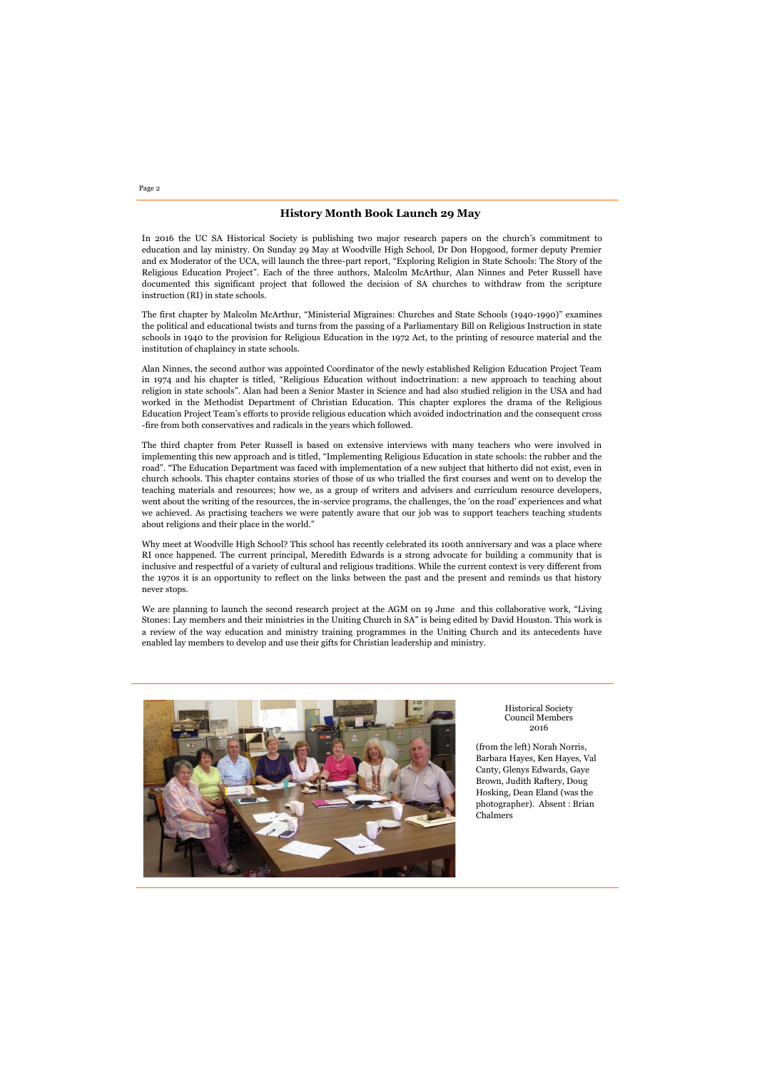## History Month Book Launch 29 May

In 2016 the UC SA Historical Society is publishing two major research papers on the church's commitment to education and lay ministry. On Sunday 29 May at Woodville High School, Dr Don Hopgood, former deputy Premier and ex Moderator of the UCA, will launch the three-part report, "Exploring Religion in State Schools: The Story of the Religious Education Project". Each of the three authors, Malcolm McArthur, Alan Ninnes and Peter Russell have documented this significant project that followed the decision of SA churches to withdraw from the scripture instruction (RI) in state schools.

The first chapter by Malcolm McArthur, "Ministerial Migraines: Churches and State Schools (1940-1990)" examines the political and educational twists and turns from the passing of a Parliamentary Bill on Religious Instruction in state schools in 1940 to the provision for Religious Education in the 1972 Act, to the printing of resource material and the institution of chaplaincy in state schools.

Alan Ninnes, the second author was appointed Coordinator of the newly established Religion Education Project Team in 1974 and his chapter is titled, "Religious Education without indoctrination: a new approach to teaching about religion in state schools". Alan had been a Senior Master in Science and had also studied religion in the USA and had worked in the Methodist Department of Christian Education. This chapter explores the drama of the Religious Education Project Team's efforts to provide religious education which avoided indoctrination and the consequent cross -fire from both conservatives and radicals in the years which followed.

The third chapter from Peter Russell is based on extensive interviews with many teachers who were involved in implementing this new approach and is titled, "Implementing Religious Education in state schools: the rubber and the road". "The Education Department was faced with implementation of a new subject that hitherto did not exist, even in church schools. This chapter contains stories of those of us who trialled the first courses and went on to develop the teaching materials and resources; how we, as a group of writers and advisers and curriculum resource developers, went about the writing of the resources, the in-service programs, the challenges, the 'on the road' experiences and what we achieved. As practising teachers we were patently aware that our job was to support teachers teaching students about religions and their place in the world."

Why meet at Woodville High School? This school has recently celebrated its 100th anniversary and was a place where RI once happened. The current principal, Meredith Edwards is a strong advocate for building a community that is inclusive and respectful of a variety of cultural and religious traditions. While the current context is very different from the 1970s it is an opportunity to reflect on the links between the past and the present and reminds us that history never stops.

We are planning to launch the second research project at the AGM on 19 June and this collaborative work, "Living Stones: Lay members and their ministries in the Uniting Church in SA" is being edited by David Houston. This work is a review of the way education and ministry training programmes in the Uniting Church and its antecedents have enabled lay members to develop and use their gifts for Christian leadership and ministry.

---

Historical Society Council Members 2016

(from the left) Norah Norris, Barbara Hayes, Ken Hayes, Val Canty, Glenys Edwards, Gaye Brown, Judith Raftery, Doug Hosking, Dean Eland (was the photographer). Absent : Brian Chalmers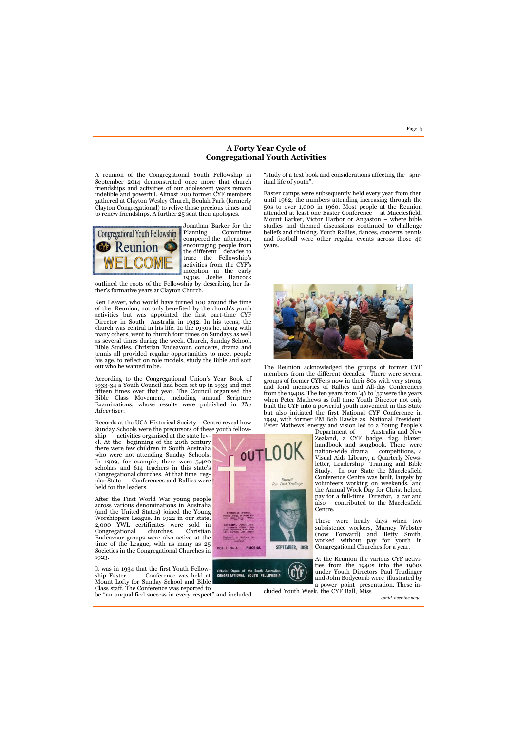# A Forty Year Cycle of Congregational Youth Activities

A reunion of the Congregational Youth Fellowship in September 2014 demonstrated once more that church friendships and activities of our adolescent years remain indelible and powerful. Almost 200 former CYF members gathered at Clayton Wesley Church, Beulah Park (formerly Clayton Congregational) to relive those precious times and to renew friendships. A further 25 sent their apologies.

Jonathan Barker for the Planning Committee compered the afternoon, encouraging people from the different decades to trace the Fellowship's activities from the CYF's inception in the early 1930s. Joelie Hancock outlined the roots of the Fellowship by describing her father's formative years at Clayton Church.

Ken Leaver, who would have turned 100 around the time of the Reunion, not only benefited by the church's youth activities but was appointed the first part-time CYF Director in South Australia in 1942. In his teens, the church was central in his life. In the 1930s he, along with many others, went to church four times on Sundays as well as several times during the week. Church, Sunday School, Bible Studies, Christian Endeavour, concerts, drama and tennis all provided regular opportunities to meet people his age, to reflect on role models, study the Bible and sort out who he wanted to be.

According to the Congregational Union's Year Book of 1933-34 a Youth Council had been set up in 1933 and met fifteen times over that year. The Council organised the Bible Class Movement, including annual Scripture Examinations, whose results were published in *The Advertiser*.

Records at the UCA Historical Society Centre reveal how Sunday Schools were the precursors of these youth fellowship activities organised at the state level. At the beginning of the 20th century there were few children in South Australia who were not attending Sunday Schools. In 1909, for example, there were 5,420 scholars and 614 teachers in this state's Congregational churches. At that time regular State Conferences and Rallies were held for the leaders.

After the First World War young people across various denominations in Australia (and the United States) joined the Young Worshippers League. In 1922 in our state, 2,000 YWL certificates were sold in Congregational churches. Christian Endeavour groups were also active at the time of the League, with as many as 25 Societies in the Congregational Churches in 1923.

It was in 1934 that the first Youth Fellowship Easter Conference was held at Mount Lofty for Sunday School and Bible Class staff. The Conference was reported to be "an unqualified success in every respect" and included "study of a text book and considerations affecting the spiritual life of youth".

Easter camps were subsequently held every year from then until 1962, the numbers attending increasing through the 50s to over 1,000 in 1960. Most people at the Reunion attended at least one Easter Conference – at Macclesfield, Mount Barker, Victor Harbor or Angaston – where bible studies and themed discussions continued to challenge beliefs and thinking. Youth Rallies, dances, concerts, tennis and football were other regular events across those 40 years.

The Reunion acknowledged the groups of former CYF members from the different decades. There were several groups of former CYFers now in their 80s with very strong and fond memories of Rallies and All-day Conferences from the 1940s. The ten years from '46 to '57 were the years when Peter Mathews as full time Youth Director not only built the CYF into a powerful youth movement in this State but also initiated the first National CYF Conference in 1949, with former PM Bob Hawke as National President. Peter Mathews' energy and vision led to a Young People's Department of Australia and New Zealand, a CYF badge, flag, blazer, handbook and songbook. There were nation-wide drama competitions, a Visual Aids Library, a Quarterly Newsletter, Leadership Training and Bible Study. In our State the Macclesfield Conference Centre was built, largely by volunteers working on weekends, and the Annual Work Day for Christ helped pay for a full-time Director, a car and also contributed to the Macclesfield Centre.

These were heady days when two subsistence workers, Marney Webster (now Forward) and Betty Smith, worked without pay for youth in Congregational Churches for a year.

At the Reunion the various CYF activities from the 1940s into the 1960s under Youth Directors Paul Trudinger and John Bodycomb were illustrated by a power–point presentation. These included Youth Week, the CYF Ball, Miss

*contd. over the page*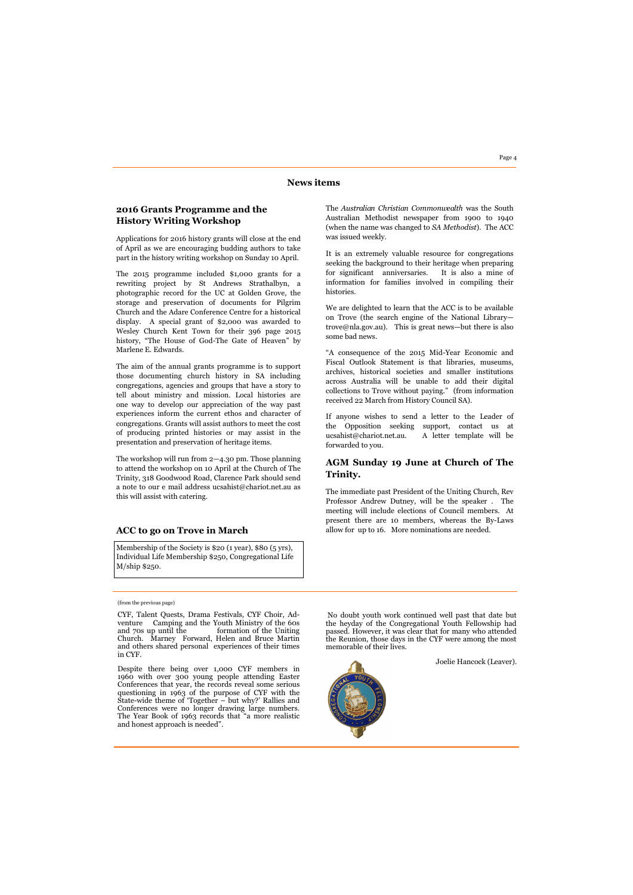# News items

## 2016 Grants Programme and the History Writing Workshop

Applications for 2016 history grants will close at the end of April as we are encouraging budding authors to take part in the history writing workshop on Sunday 10 April.

The 2015 programme included $1,000 grants for a rewriting project by St Andrews Strathalbyn, a photographic record for the UC at Golden Grove, the storage and preservation of documents for Pilgrim Church and the Adare Conference Centre for a historical display. A special grant of $2,000 was awarded to Wesley Church Kent Town for their 396 page 2015 history, "The House of God-The Gate of Heaven" by Marlene E. Edwards.

The aim of the annual grants programme is to support those documenting church history in SA including congregations, agencies and groups that have a story to tell about ministry and mission. Local histories are one way to develop our appreciation of the way past experiences inform the current ethos and character of congregations. Grants will assist authors to meet the cost of producing printed histories or may assist in the presentation and preservation of heritage items.

The workshop will run from 2—4.30 pm. Those planning to attend the workshop on 10 April at the Church of The Trinity, 318 Goodwood Road, Clarence Park should send a note to our e mail address ucsahist@chariot.net.au as this will assist with catering.

## ACC to go on Trove in March

The *Australian Christian Commonwealth* was the South Australian Methodist newspaper from 1900 to 1940 (when the name was changed to *SA Methodist*). The ACC was issued weekly.

It is an extremely valuable resource for congregations seeking the background to their heritage when preparing for significant anniversaries. It is also a mine of information for families involved in compiling their histories.

We are delighted to learn that the ACC is to be available on Trove (the search engine of the National Library—trove@nla.gov.au). This is great news—but there is also some bad news.

"A consequence of the 2015 Mid-Year Economic and Fiscal Outlook Statement is that libraries, museums, archives, historical societies and smaller institutions across Australia will be unable to add their digital collections to Trove without paying." (from information received 22 March from History Council SA).

If anyone wishes to send a letter to the Leader of the Opposition seeking support, contact us at ucsahist@chariot.net.au. A letter template will be forwarded to you.

## AGM Sunday 19 June at Church of The Trinity.

The immediate past President of the Uniting Church, Rev Professor Andrew Dutney, will be the speaker . The meeting will include elections of Council members. At present there are 10 members, whereas the By-Laws allow for up to 16. More nominations are needed.

Membership of the Society is $20 (1 year), $80 (5 yrs), Individual Life Membership $250, Congregational Life M/ship $250.

---

(from the previous page)

CYF, Talent Quests, Drama Festivals, CYF Choir, Adventure Camping and the Youth Ministry of the 60s and 70s up until the formation of the Uniting Church. Marney Forward, Helen and Bruce Martin and others shared personal experiences of their times in CYF.

Despite there being over 1,000 CYF members in 1960 with over 300 young people attending Easter Conferences that year, the records reveal some serious questioning in 1963 of the purpose of CYF with the State-wide theme of 'Together – but why?' Rallies and Conferences were no longer drawing large numbers. The Year Book of 1963 records that "a more realistic and honest approach is needed".

No doubt youth work continued well past that date but the heyday of the Congregational Youth Fellowship had passed. However, it was clear that for many who attended the Reunion, those days in the CYF were among the most memorable of their lives.

Joelie Hancock (Leaver).